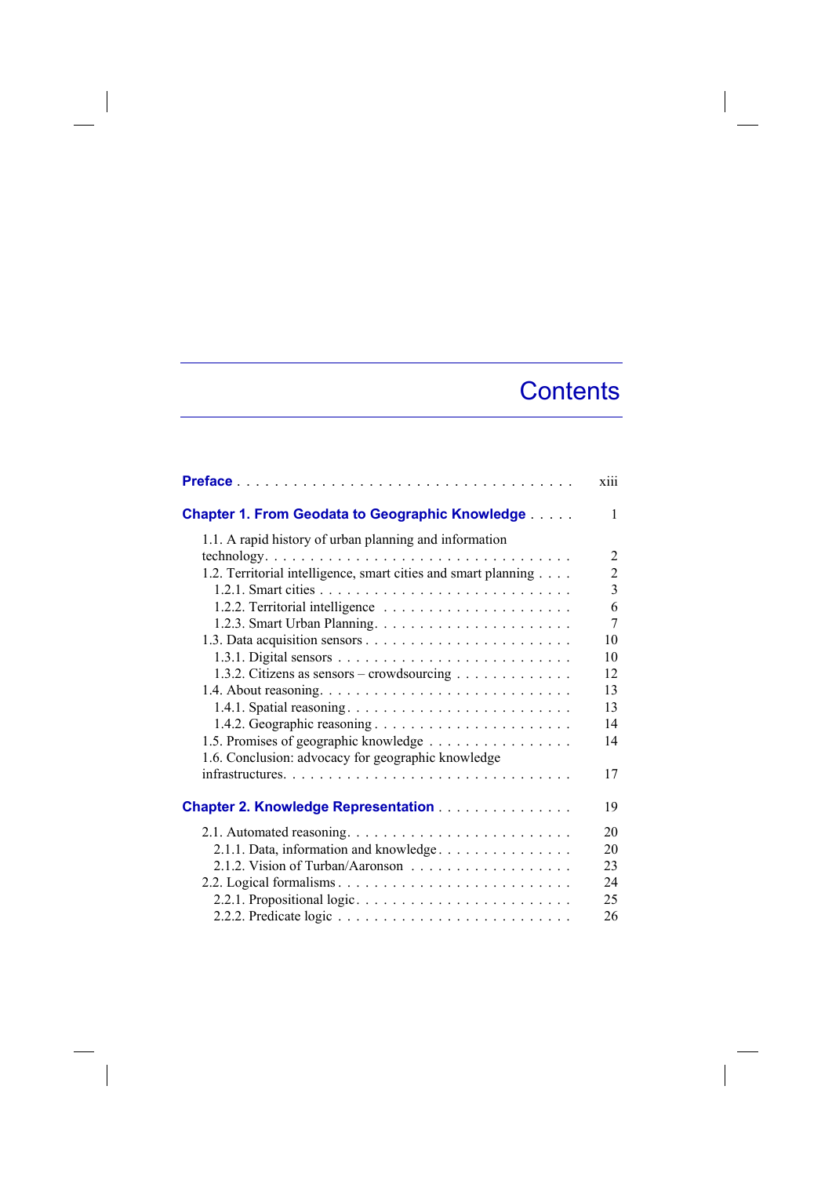# Contents

**Preface** . . . . . . . . . . . . . . . . . . . . . . . . . . . . . . . . . . . xiii

**Chapter 1. From Geodata to Geographic Knowledge** . . . . . 1

- 1.1. A rapid history of urban planning and information technology . . . . . . . . . . . . . . . . . . . . . . . . . . . . . . . . . . 2
- 1.2. Territorial intelligence, smart cities and smart planning . . . . 2
  - 1.2.1. Smart cities . . . . . . . . . . . . . . . . . . . . . . . . . . 3
  - 1.2.2. Territorial intelligence . . . . . . . . . . . . . . . . . . . . 6
  - 1.2.3. Smart Urban Planning . . . . . . . . . . . . . . . . . . . . 7
- 1.3. Data acquisition sensors . . . . . . . . . . . . . . . . . . . . . . 10
  - 1.3.1. Digital sensors . . . . . . . . . . . . . . . . . . . . . . . . 10
  - 1.3.2. Citizens as sensors – crowdsourcing . . . . . . . . . . . . 12
- 1.4. About reasoning . . . . . . . . . . . . . . . . . . . . . . . . . . 13
  - 1.4.1. Spatial reasoning . . . . . . . . . . . . . . . . . . . . . . . 13
  - 1.4.2. Geographic reasoning . . . . . . . . . . . . . . . . . . . . 14
- 1.5. Promises of geographic knowledge . . . . . . . . . . . . . . . . 14
- 1.6. Conclusion: advocacy for geographic knowledge infrastructures . . . . . . . . . . . . . . . . . . . . . . . . . . . . . . 17

**Chapter 2. Knowledge Representation** . . . . . . . . . . . . . . . 19

- 2.1. Automated reasoning . . . . . . . . . . . . . . . . . . . . . . . . 20
  - 2.1.1. Data, information and knowledge . . . . . . . . . . . . . . 20
  - 2.1.2. Vision of Turban/Aaronson . . . . . . . . . . . . . . . . . 23
- 2.2. Logical formalisms . . . . . . . . . . . . . . . . . . . . . . . . . 24
  - 2.2.1. Propositional logic . . . . . . . . . . . . . . . . . . . . . . 25
  - 2.2.2. Predicate logic . . . . . . . . . . . . . . . . . . . . . . . . 26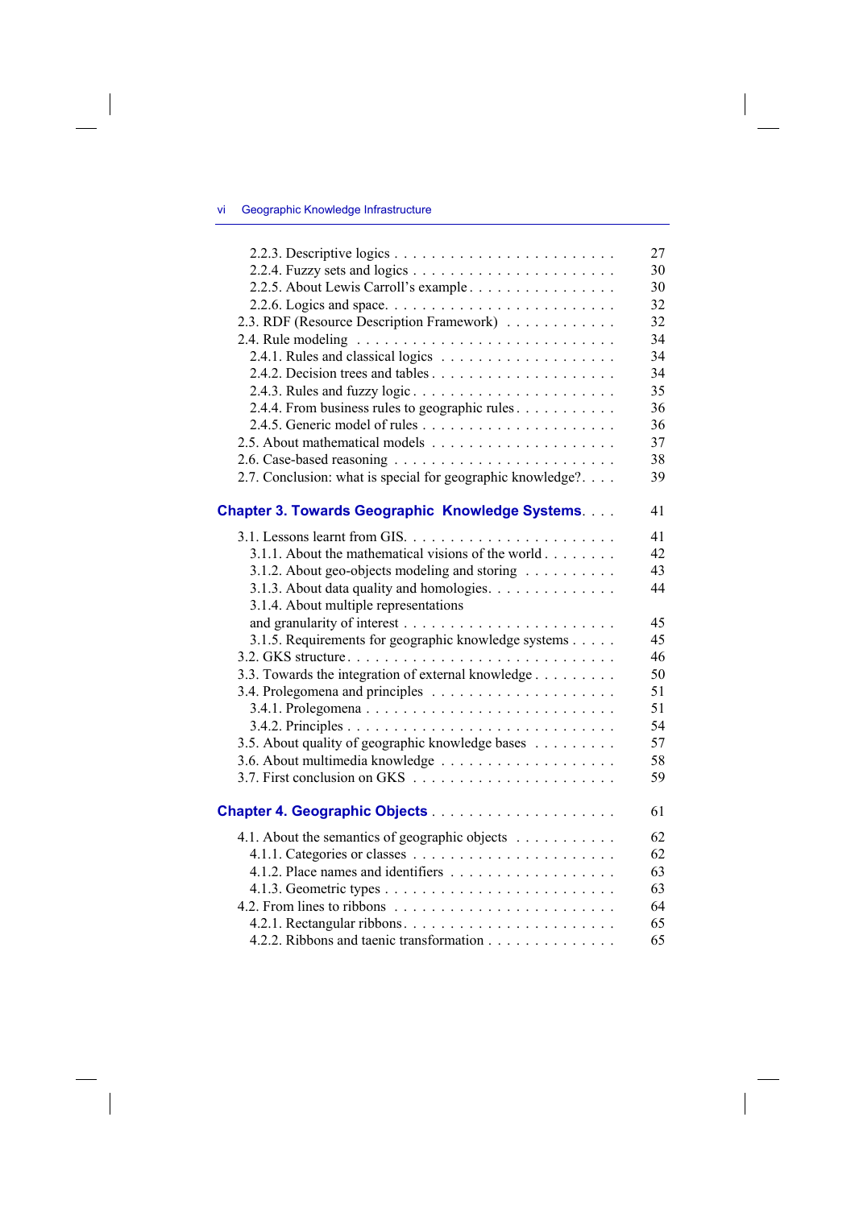2.2.3. Descriptive logics . . . . . . . . . . . . . . . . . . . . . . . . 27
2.2.4. Fuzzy sets and logics . . . . . . . . . . . . . . . . . . . . . . 30
2.2.5. About Lewis Carroll's example . . . . . . . . . . . . . . . . 30
2.2.6. Logics and space. . . . . . . . . . . . . . . . . . . . . . . . . 32
2.3. RDF (Resource Description Framework) . . . . . . . . . . . 32
2.4. Rule modeling . . . . . . . . . . . . . . . . . . . . . . . . . . 34
2.4.1. Rules and classical logics . . . . . . . . . . . . . . . . . . . 34
2.4.2. Decision trees and tables . . . . . . . . . . . . . . . . . . . 34
2.4.3. Rules and fuzzy logic . . . . . . . . . . . . . . . . . . . . . 35
2.4.4. From business rules to geographic rules . . . . . . . . . . . 36
2.4.5. Generic model of rules . . . . . . . . . . . . . . . . . . . . . 36
2.5. About mathematical models . . . . . . . . . . . . . . . . . . . 37
2.6. Case-based reasoning . . . . . . . . . . . . . . . . . . . . . . 38
2.7. Conclusion: what is special for geographic knowledge? . . . . 39

## Chapter 3. Towards Geographic Knowledge Systems. . . . 41

3.1. Lessons learnt from GIS. . . . . . . . . . . . . . . . . . . . . 41
3.1.1. About the mathematical visions of the world . . . . . . . . 42
3.1.2. About geo-objects modeling and storing . . . . . . . . . . 43
3.1.3. About data quality and homologies. . . . . . . . . . . . . . 44
3.1.4. About multiple representations and granularity of interest . . . . . . . . . . . . . . . . . . . . . . . 45
3.1.5. Requirements for geographic knowledge systems . . . . . 45
3.2. GKS structure . . . . . . . . . . . . . . . . . . . . . . . . . . 46
3.3. Towards the integration of external knowledge . . . . . . . . 50
3.4. Prolegomena and principles . . . . . . . . . . . . . . . . . . . 51
3.4.1. Prolegomena . . . . . . . . . . . . . . . . . . . . . . . . . . 51
3.4.2. Principles . . . . . . . . . . . . . . . . . . . . . . . . . . . . 54
3.5. About quality of geographic knowledge bases . . . . . . . . . 57
3.6. About multimedia knowledge . . . . . . . . . . . . . . . . . . 58
3.7. First conclusion on GKS . . . . . . . . . . . . . . . . . . . . . 59

## Chapter 4. Geographic Objects . . . . . . . . . . . . . . . . . . 61

4.1. About the semantics of geographic objects . . . . . . . . . . . 62
4.1.1. Categories or classes . . . . . . . . . . . . . . . . . . . . . . 62
4.1.2. Place names and identifiers . . . . . . . . . . . . . . . . . . 63
4.1.3. Geometric types . . . . . . . . . . . . . . . . . . . . . . . . 63
4.2. From lines to ribbons . . . . . . . . . . . . . . . . . . . . . . . 64
4.2.1. Rectangular ribbons. . . . . . . . . . . . . . . . . . . . . . . 65
4.2.2. Ribbons and taenic transformation . . . . . . . . . . . . . . 65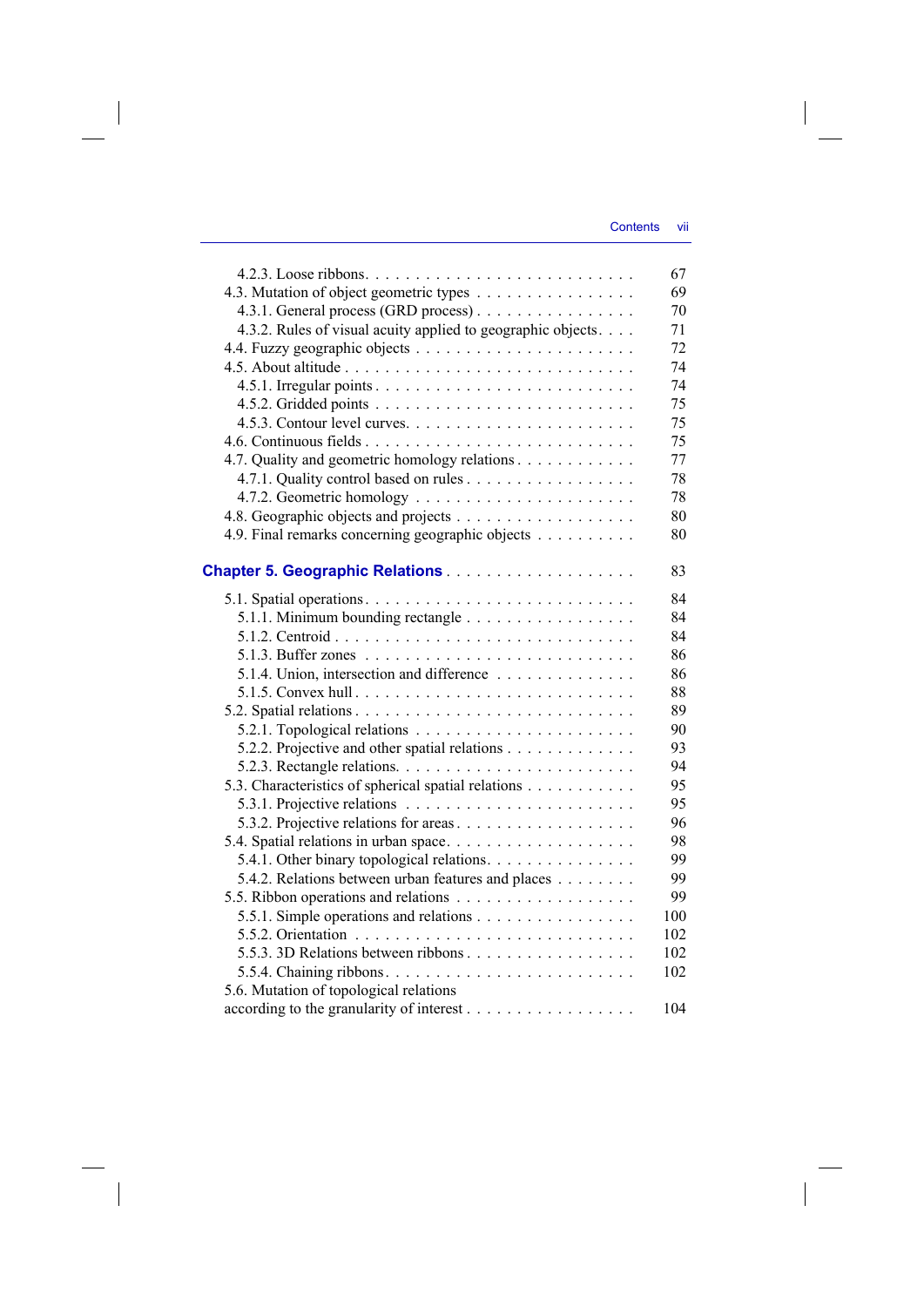4.2.3. Loose ribbons . . . . . . . . . . . . . . . . . . . . . . . . . . 67
4.3. Mutation of object geometric types . . . . . . . . . . . . . . . . 69
4.3.1. General process (GRD process) . . . . . . . . . . . . . . . . 70
4.3.2. Rules of visual acuity applied to geographic objects . . . . 71
4.4. Fuzzy geographic objects . . . . . . . . . . . . . . . . . . . . . 72
4.5. About altitude . . . . . . . . . . . . . . . . . . . . . . . . . . 74
4.5.1. Irregular points . . . . . . . . . . . . . . . . . . . . . . . . 74
4.5.2. Gridded points . . . . . . . . . . . . . . . . . . . . . . . . 75
4.5.3. Contour level curves . . . . . . . . . . . . . . . . . . . . . 75
4.6. Continuous fields . . . . . . . . . . . . . . . . . . . . . . . . . 75
4.7. Quality and geometric homology relations . . . . . . . . . . . . 77
4.7.1. Quality control based on rules . . . . . . . . . . . . . . . . 78
4.7.2. Geometric homology . . . . . . . . . . . . . . . . . . . . . 78
4.8. Geographic objects and projects . . . . . . . . . . . . . . . . . 80
4.9. Final remarks concerning geographic objects . . . . . . . . . . 80

**Chapter 5. Geographic Relations** . . . . . . . . . . . . . . . . . . . 83

5.1. Spatial operations . . . . . . . . . . . . . . . . . . . . . . . . . 84
5.1.1. Minimum bounding rectangle . . . . . . . . . . . . . . . . . 84
5.1.2. Centroid . . . . . . . . . . . . . . . . . . . . . . . . . . . . 84
5.1.3. Buffer zones . . . . . . . . . . . . . . . . . . . . . . . . . 86
5.1.4. Union, intersection and difference . . . . . . . . . . . . . . 86
5.1.5. Convex hull . . . . . . . . . . . . . . . . . . . . . . . . . . 88
5.2. Spatial relations . . . . . . . . . . . . . . . . . . . . . . . . . 89
5.2.1. Topological relations . . . . . . . . . . . . . . . . . . . . . 90
5.2.2. Projective and other spatial relations . . . . . . . . . . . . 93
5.2.3. Rectangle relations . . . . . . . . . . . . . . . . . . . . . . 94
5.3. Characteristics of spherical spatial relations . . . . . . . . . . . 95
5.3.1. Projective relations . . . . . . . . . . . . . . . . . . . . . . 95
5.3.2. Projective relations for areas . . . . . . . . . . . . . . . . . 96
5.4. Spatial relations in urban space . . . . . . . . . . . . . . . . . . 98
5.4.1. Other binary topological relations . . . . . . . . . . . . . . 99
5.4.2. Relations between urban features and places . . . . . . . . 99
5.5. Ribbon operations and relations . . . . . . . . . . . . . . . . . 99
5.5.1. Simple operations and relations . . . . . . . . . . . . . . . 100
5.5.2. Orientation . . . . . . . . . . . . . . . . . . . . . . . . . . 102
5.5.3. 3D Relations between ribbons . . . . . . . . . . . . . . . . 102
5.5.4. Chaining ribbons . . . . . . . . . . . . . . . . . . . . . . . 102
5.6. Mutation of topological relations
according to the granularity of interest . . . . . . . . . . . . . . . 104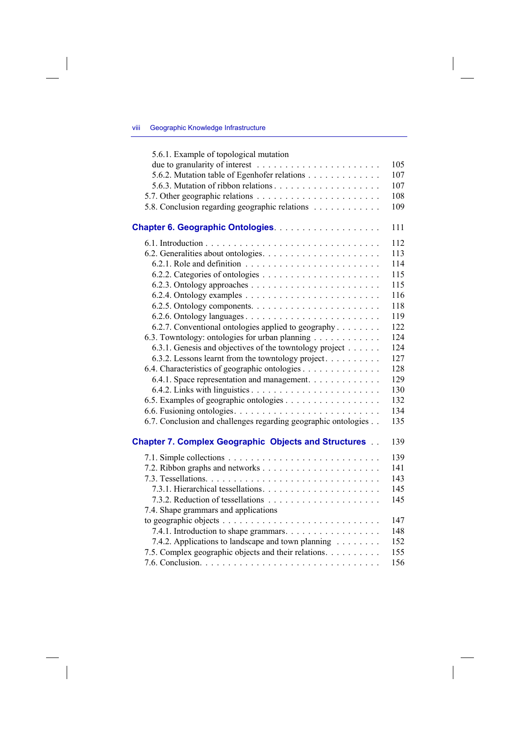5.6.1. Example of topological mutation due to granularity of interest . . . . . . . . . . . . . . . . . . . . . . 105
5.6.2. Mutation table of Egenhofer relations . . . . . . . . . . . . . 107
5.6.3. Mutation of ribbon relations . . . . . . . . . . . . . . . . . . . 107
5.7. Other geographic relations . . . . . . . . . . . . . . . . . . . . . . 108
5.8. Conclusion regarding geographic relations . . . . . . . . . . . 109

**Chapter 6. Geographic Ontologies** . . . . . . . . . . . . . . . . . . 111

6.1. Introduction . . . . . . . . . . . . . . . . . . . . . . . . . . . . . 112
6.2. Generalities about ontologies . . . . . . . . . . . . . . . . . . . . 113
6.2.1. Role and definition . . . . . . . . . . . . . . . . . . . . . . . 114
6.2.2. Categories of ontologies . . . . . . . . . . . . . . . . . . . . . 115
6.2.3. Ontology approaches . . . . . . . . . . . . . . . . . . . . . . 115
6.2.4. Ontology examples . . . . . . . . . . . . . . . . . . . . . . . 116
6.2.5. Ontology components . . . . . . . . . . . . . . . . . . . . . . 118
6.2.6. Ontology languages . . . . . . . . . . . . . . . . . . . . . . . 119
6.2.7. Conventional ontologies applied to geography . . . . . . . . 122
6.3. Towntology: ontologies for urban planning . . . . . . . . . . . 124
6.3.1. Genesis and objectives of the towntology project . . . . . . 124
6.3.2. Lessons learnt from the towntology project . . . . . . . . . . 127
6.4. Characteristics of geographic ontologies . . . . . . . . . . . . . 128
6.4.1. Space representation and management . . . . . . . . . . . . 129
6.4.2. Links with linguistics . . . . . . . . . . . . . . . . . . . . . . 130
6.5. Examples of geographic ontologies . . . . . . . . . . . . . . . . 132
6.6. Fusioning ontologies . . . . . . . . . . . . . . . . . . . . . . . . 134
6.7. Conclusion and challenges regarding geographic ontologies . . 135

**Chapter 7. Complex Geographic Objects and Structures** . . 139

7.1. Simple collections . . . . . . . . . . . . . . . . . . . . . . . . . 139
7.2. Ribbon graphs and networks . . . . . . . . . . . . . . . . . . . . 141
7.3. Tessellations . . . . . . . . . . . . . . . . . . . . . . . . . . . . 143
7.3.1. Hierarchical tessellations . . . . . . . . . . . . . . . . . . . . 145
7.3.2. Reduction of tessellations . . . . . . . . . . . . . . . . . . . . 145
7.4. Shape grammars and applications to geographic objects . . . . . . . . . . . . . . . . . . . . . . . . . . 147
7.4.1. Introduction to shape grammars . . . . . . . . . . . . . . . . 148
7.4.2. Applications to landscape and town planning . . . . . . . . 152
7.5. Complex geographic objects and their relations . . . . . . . . . 155
7.6. Conclusion . . . . . . . . . . . . . . . . . . . . . . . . . . . . . 156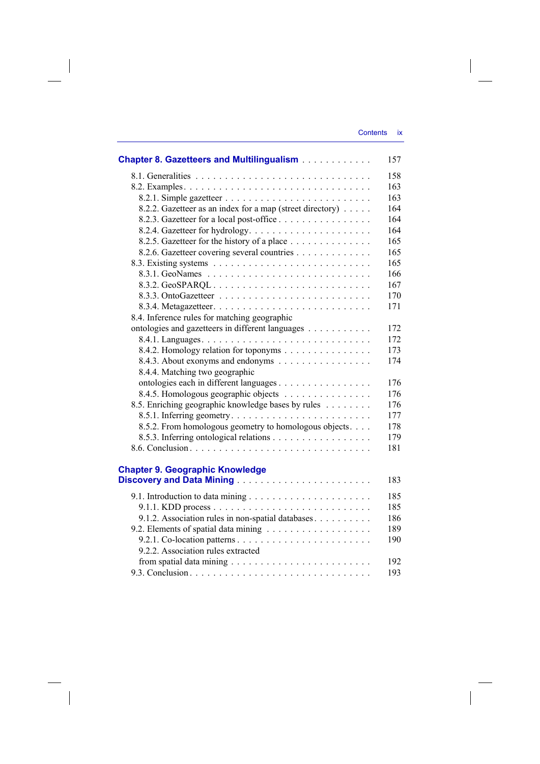**Chapter 8. Gazetteers and Multilingualism** . . . . . . . . . . . . 157

8.1. Generalities . . . . . . . . . . . . . . . . . . . . . . . . . . . . . 158
8.2. Examples. . . . . . . . . . . . . . . . . . . . . . . . . . . . . . 163
  8.2.1. Simple gazetteer . . . . . . . . . . . . . . . . . . . . . . . . 163
  8.2.2. Gazetteer as an index for a map (street directory) . . . . . 164
  8.2.3. Gazetteer for a local post-office . . . . . . . . . . . . . . . . 164
  8.2.4. Gazetteer for hydrology. . . . . . . . . . . . . . . . . . . . . 164
  8.2.5. Gazetteer for the history of a place . . . . . . . . . . . . . . 165
  8.2.6. Gazetteer covering several countries . . . . . . . . . . . . . 165
8.3. Existing systems . . . . . . . . . . . . . . . . . . . . . . . . . . 165
  8.3.1. GeoNames . . . . . . . . . . . . . . . . . . . . . . . . . . . 166
  8.3.2. GeoSPARQL . . . . . . . . . . . . . . . . . . . . . . . . . . 167
  8.3.3. OntoGazetteer . . . . . . . . . . . . . . . . . . . . . . . . . 170
  8.3.4. Metagazetteer. . . . . . . . . . . . . . . . . . . . . . . . . . 171
8.4. Inference rules for matching geographic ontologies and gazetteers in different languages . . . . . . . . . . . 172
  8.4.1. Languages. . . . . . . . . . . . . . . . . . . . . . . . . . . . 172
  8.4.2. Homology relation for toponyms . . . . . . . . . . . . . . . 173
  8.4.3. About exonyms and endonyms . . . . . . . . . . . . . . . . 174
  8.4.4. Matching two geographic ontologies each in different languages . . . . . . . . . . . . . . . . 176
  8.4.5. Homologous geographic objects . . . . . . . . . . . . . . . 176
8.5. Enriching geographic knowledge bases by rules . . . . . . . . 176
  8.5.1. Inferring geometry. . . . . . . . . . . . . . . . . . . . . . . . 177
  8.5.2. From homologous geometry to homologous objects. . . . 178
  8.5.3. Inferring ontological relations . . . . . . . . . . . . . . . . . 179
8.6. Conclusion . . . . . . . . . . . . . . . . . . . . . . . . . . . . . 181

**Chapter 9. Geographic Knowledge Discovery and Data Mining** . . . . . . . . . . . . . . . . . . . . . . 183

9.1. Introduction to data mining . . . . . . . . . . . . . . . . . . . . 185
  9.1.1. KDD process . . . . . . . . . . . . . . . . . . . . . . . . . . 185
  9.1.2. Association rules in non-spatial databases. . . . . . . . . . 186
9.2. Elements of spatial data mining . . . . . . . . . . . . . . . . . 189
  9.2.1. Co-location patterns . . . . . . . . . . . . . . . . . . . . . . 190
  9.2.2. Association rules extracted from spatial data mining . . . . . . . . . . . . . . . . . . . . . . 192
9.3. Conclusion . . . . . . . . . . . . . . . . . . . . . . . . . . . . . 193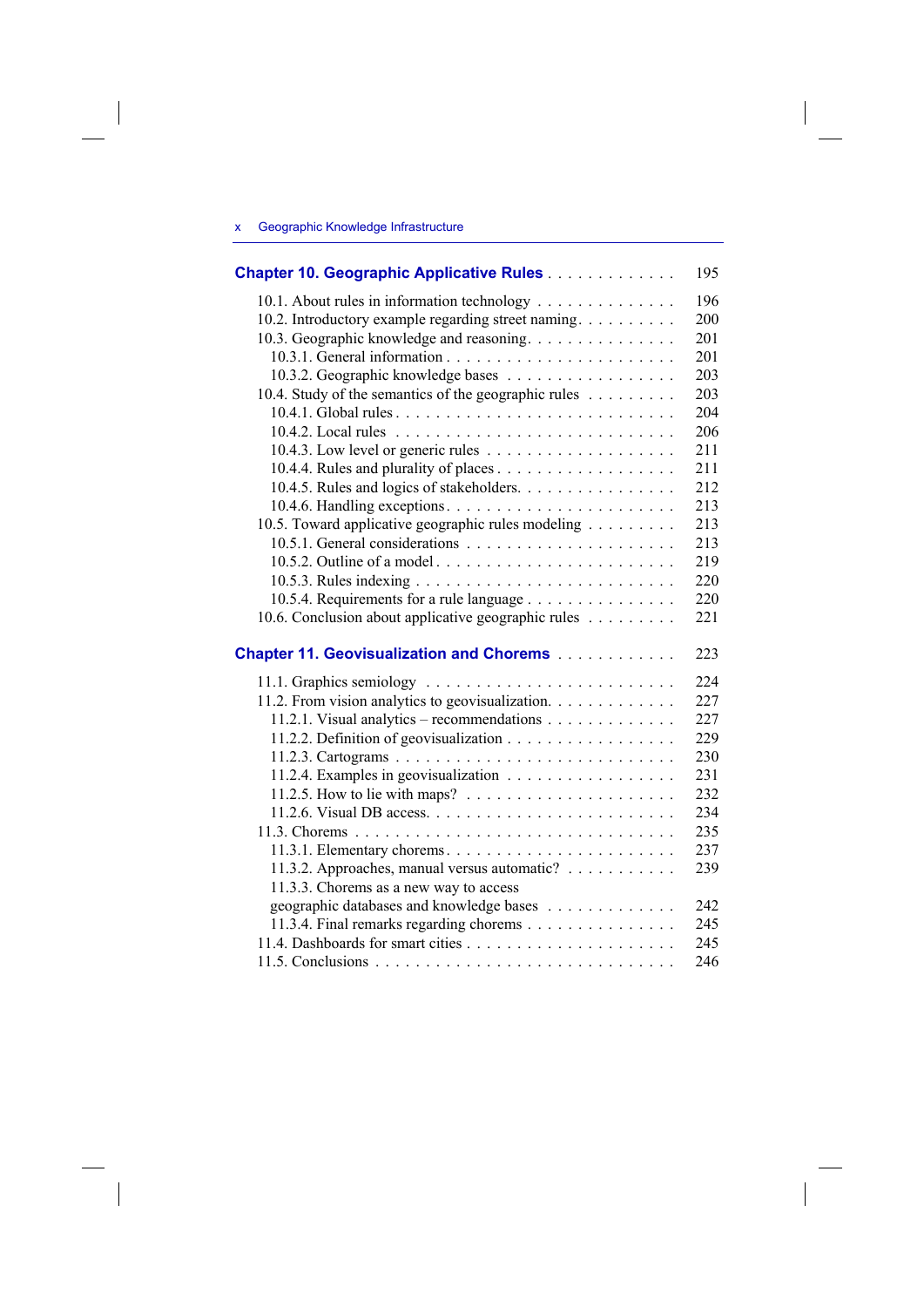**Chapter 10. Geographic Applicative Rules** . . . . . . . . . . . . . 195

10.1. About rules in information technology . . . . . . . . . . . . . . 196
10.2. Introductory example regarding street naming. . . . . . . . . . 200
10.3. Geographic knowledge and reasoning. . . . . . . . . . . . . . 201
10.3.1. General information . . . . . . . . . . . . . . . . . . . . . . 201
10.3.2. Geographic knowledge bases . . . . . . . . . . . . . . . . 203
10.4. Study of the semantics of the geographic rules . . . . . . . . . 203
10.4.1. Global rules . . . . . . . . . . . . . . . . . . . . . . . . . . 204
10.4.2. Local rules . . . . . . . . . . . . . . . . . . . . . . . . . . 206
10.4.3. Low level or generic rules . . . . . . . . . . . . . . . . . . 211
10.4.4. Rules and plurality of places . . . . . . . . . . . . . . . . . 211
10.4.5. Rules and logics of stakeholders. . . . . . . . . . . . . . . 212
10.4.6. Handling exceptions. . . . . . . . . . . . . . . . . . . . . . 213
10.5. Toward applicative geographic rules modeling . . . . . . . . . 213
10.5.1. General considerations . . . . . . . . . . . . . . . . . . . . 213
10.5.2. Outline of a model . . . . . . . . . . . . . . . . . . . . . . 219
10.5.3. Rules indexing . . . . . . . . . . . . . . . . . . . . . . . . 220
10.5.4. Requirements for a rule language . . . . . . . . . . . . . . 220
10.6. Conclusion about applicative geographic rules . . . . . . . . . 221

**Chapter 11. Geovisualization and Chorems** . . . . . . . . . . . . 223

11.1. Graphics semiology . . . . . . . . . . . . . . . . . . . . . . . 224
11.2. From vision analytics to geovisualization. . . . . . . . . . . . 227
11.2.1. Visual analytics – recommendations . . . . . . . . . . . . . 227
11.2.2. Definition of geovisualization . . . . . . . . . . . . . . . . 229
11.2.3. Cartograms . . . . . . . . . . . . . . . . . . . . . . . . . . 230
11.2.4. Examples in geovisualization . . . . . . . . . . . . . . . . 231
11.2.5. How to lie with maps? . . . . . . . . . . . . . . . . . . . . 232
11.2.6. Visual DB access. . . . . . . . . . . . . . . . . . . . . . . . 234
11.3. Chorems . . . . . . . . . . . . . . . . . . . . . . . . . . . . . 235
11.3.1. Elementary chorems. . . . . . . . . . . . . . . . . . . . . . 237
11.3.2. Approaches, manual versus automatic? . . . . . . . . . . . 239
11.3.3. Chorems as a new way to access geographic databases and knowledge bases . . . . . . . . . . . . . 242
11.3.4. Final remarks regarding chorems . . . . . . . . . . . . . . . 245
11.4. Dashboards for smart cities . . . . . . . . . . . . . . . . . . . 245
11.5. Conclusions . . . . . . . . . . . . . . . . . . . . . . . . . . . 246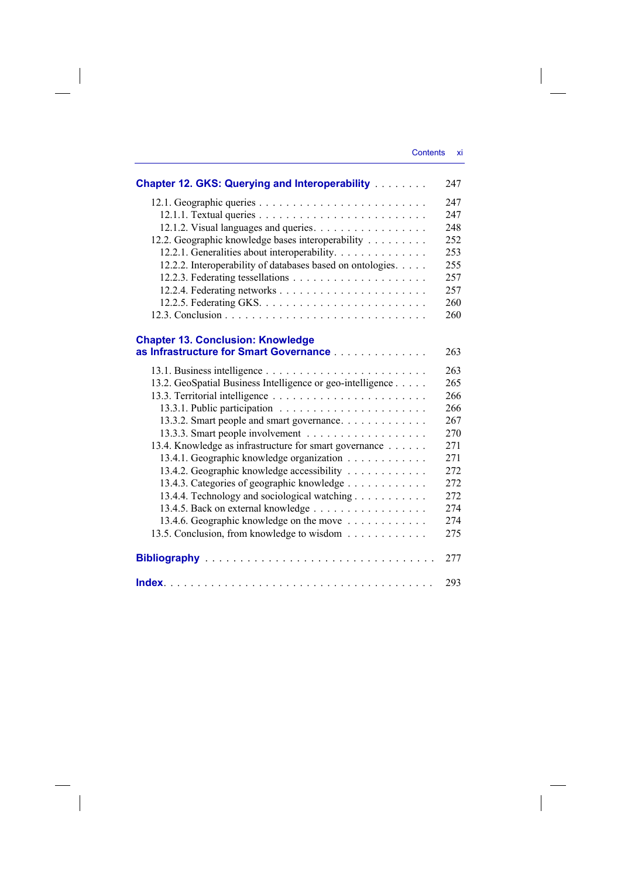**Chapter 12. GKS: Querying and Interoperability** . . . . . . . . 247

12.1. Geographic queries . . . . . . . . . . . . . . . . . . . . . . . . 247
12.1.1. Textual queries . . . . . . . . . . . . . . . . . . . . . . . . 247
12.1.2. Visual languages and queries. . . . . . . . . . . . . . . . 248
12.2. Geographic knowledge bases interoperability . . . . . . . . . 252
12.2.1. Generalities about interoperability. . . . . . . . . . . . . 253
12.2.2. Interoperability of databases based on ontologies. . . . . 255
12.2.3. Federating tessellations . . . . . . . . . . . . . . . . . . . 257
12.2.4. Federating networks . . . . . . . . . . . . . . . . . . . . . 257
12.2.5. Federating GKS. . . . . . . . . . . . . . . . . . . . . . . . 260
12.3. Conclusion . . . . . . . . . . . . . . . . . . . . . . . . . . . 260

**Chapter 13. Conclusion: Knowledge as Infrastructure for Smart Governance** . . . . . . . . . . . . . . 263

13.1. Business intelligence . . . . . . . . . . . . . . . . . . . . . . 263
13.2. GeoSpatial Business Intelligence or geo-intelligence . . . . . 265
13.3. Territorial intelligence . . . . . . . . . . . . . . . . . . . . . 266
13.3.1. Public participation . . . . . . . . . . . . . . . . . . . . . 266
13.3.2. Smart people and smart governance. . . . . . . . . . . . . 267
13.3.3. Smart people involvement . . . . . . . . . . . . . . . . . 270
13.4. Knowledge as infrastructure for smart governance . . . . . . 271
13.4.1. Geographic knowledge organization . . . . . . . . . . . . 271
13.4.2. Geographic knowledge accessibility . . . . . . . . . . . . 272
13.4.3. Categories of geographic knowledge . . . . . . . . . . . . 272
13.4.4. Technology and sociological watching . . . . . . . . . . . 272
13.4.5. Back on external knowledge . . . . . . . . . . . . . . . . 274
13.4.6. Geographic knowledge on the move . . . . . . . . . . . . 274
13.5. Conclusion, from knowledge to wisdom . . . . . . . . . . . . 275

**Bibliography** . . . . . . . . . . . . . . . . . . . . . . . . . . . . . 277

**Index**. . . . . . . . . . . . . . . . . . . . . . . . . . . . . . . . . 293